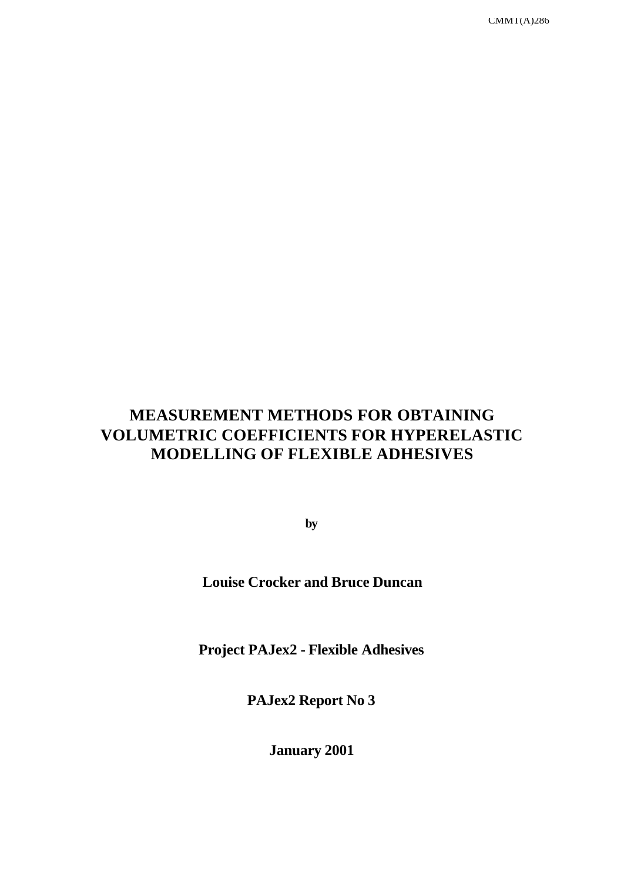CMMT(A)286

# MEASUREMENT METHODS FOR OBTAINING VOLUMETRIC COEFFICIENTS FOR HYPERELASTIC MODELLING OF FLEXIBLE ADHESIVES

**by**

**Louise Crocker and Bruce Duncan**

**Project PAJex2 - Flexible Adhesives**

**PAJex2 Report No 3**

**January 2001**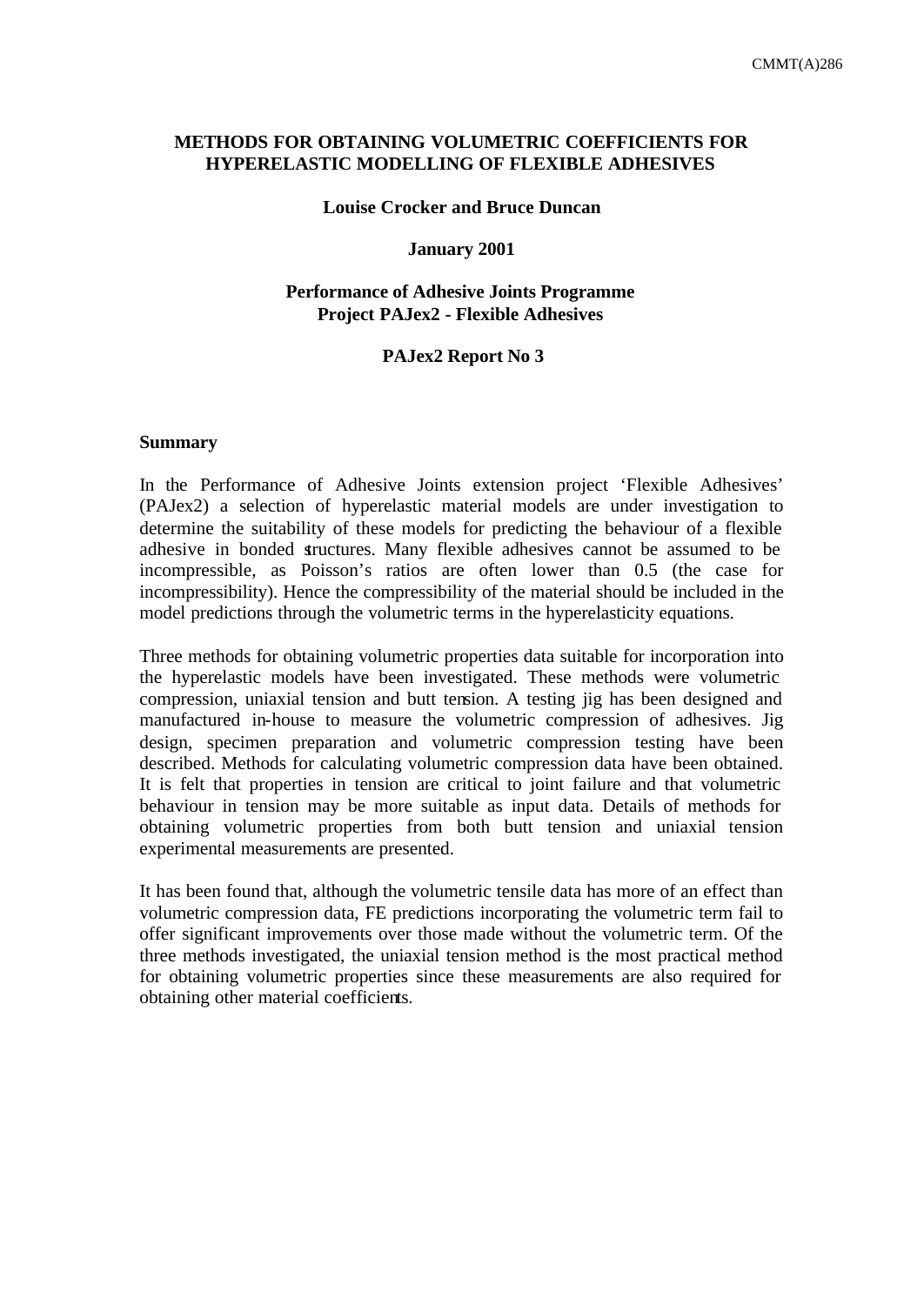**METHODS FOR OBTAINING VOLUMETRIC COEFFICIENTS FOR HYPERELASTIC MODELLING OF FLEXIBLE ADHESIVES**

**Louise Crocker and Bruce Duncan**

**January 2001**

**Performance of Adhesive Joints Programme**
**Project PAJex2 - Flexible Adhesives**

**PAJex2 Report No 3**

**Summary**

In the Performance of Adhesive Joints extension project 'Flexible Adhesives' (PAJex2) a selection of hyperelastic material models are under investigation to determine the suitability of these models for predicting the behaviour of a flexible adhesive in bonded structures. Many flexible adhesives cannot be assumed to be incompressible, as Poisson's ratios are often lower than 0.5 (the case for incompressibility). Hence the compressibility of the material should be included in the model predictions through the volumetric terms in the hyperelasticity equations.

Three methods for obtaining volumetric properties data suitable for incorporation into the hyperelastic models have been investigated. These methods were volumetric compression, uniaxial tension and butt tension. A testing jig has been designed and manufactured in-house to measure the volumetric compression of adhesives. Jig design, specimen preparation and volumetric compression testing have been described. Methods for calculating volumetric compression data have been obtained. It is felt that properties in tension are critical to joint failure and that volumetric behaviour in tension may be more suitable as input data. Details of methods for obtaining volumetric properties from both butt tension and uniaxial tension experimental measurements are presented.

It has been found that, although the volumetric tensile data has more of an effect than volumetric compression data, FE predictions incorporating the volumetric term fail to offer significant improvements over those made without the volumetric term. Of the three methods investigated, the uniaxial tension method is the most practical method for obtaining volumetric properties since these measurements are also required for obtaining other material coefficients.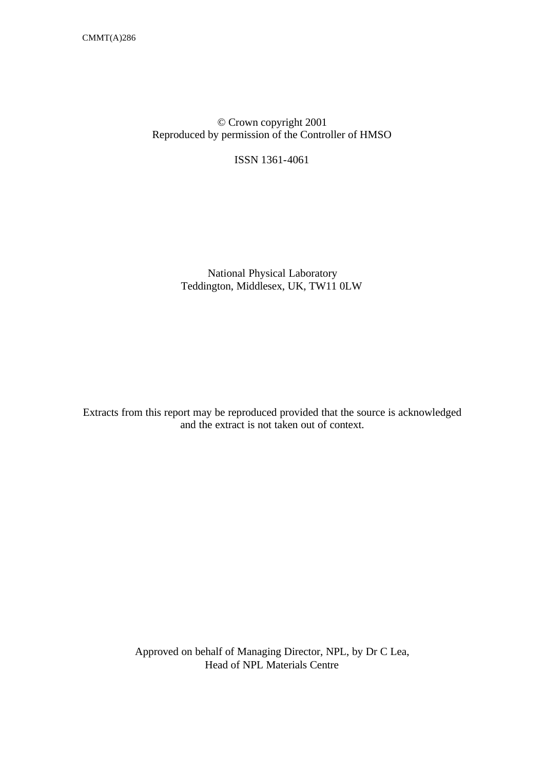CMMT(A)286

© Crown copyright 2001
Reproduced by permission of the Controller of HMSO

ISSN 1361-4061

National Physical Laboratory
Teddington, Middlesex, UK, TW11 0LW

Extracts from this report may be reproduced provided that the source is acknowledged and the extract is not taken out of context.

Approved on behalf of Managing Director, NPL, by Dr C Lea,
Head of NPL Materials Centre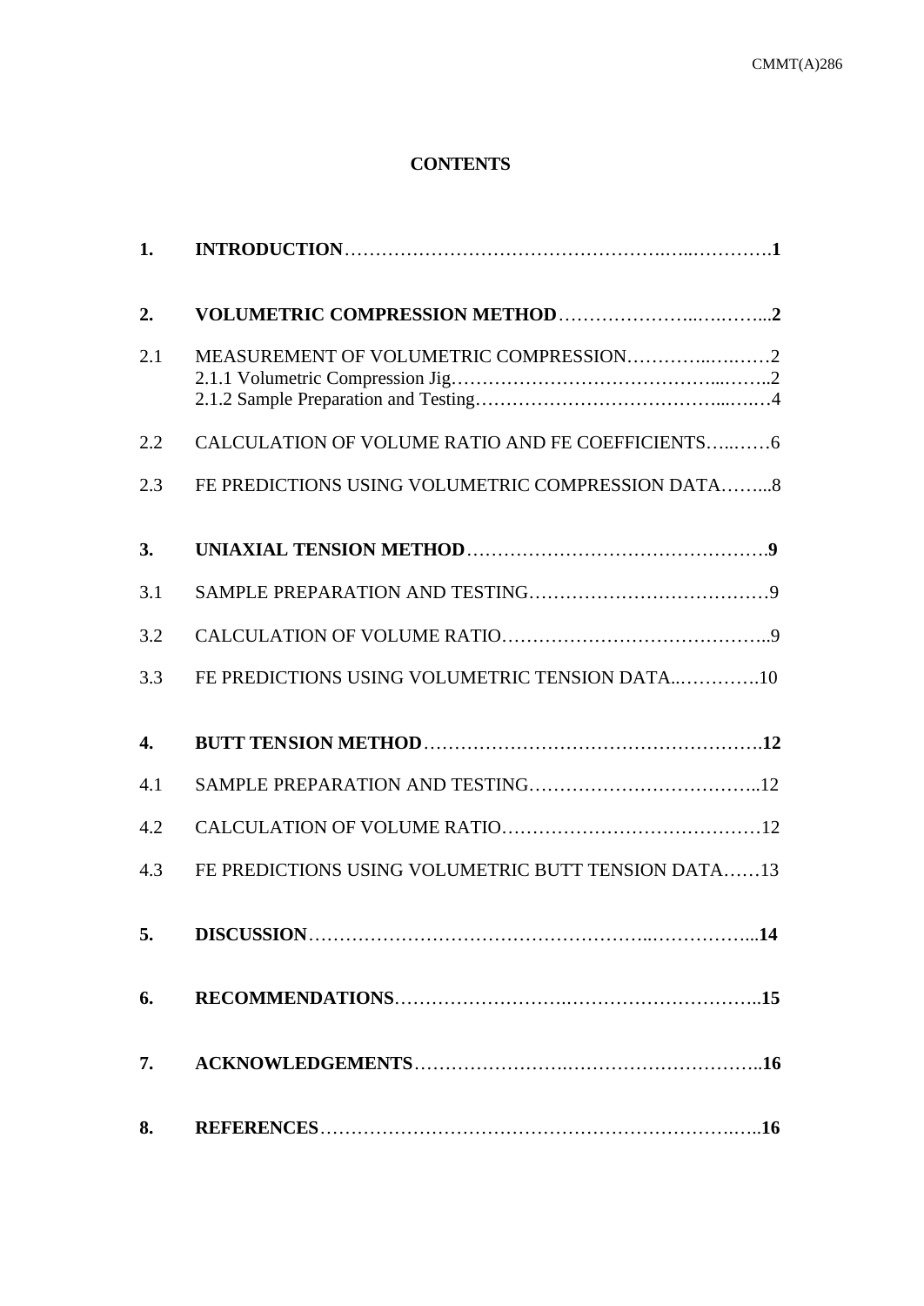**CONTENTS**

| | | |
|---|---|---|
| **1.** | **INTRODUCTION** | **1** |
| **2.** | **VOLUMETRIC COMPRESSION METHOD** | **2** |
| 2.1 | MEASUREMENT OF VOLUMETRIC COMPRESSION | 2 |
| | 2.1.1 Volumetric Compression Jig | 2 |
| | 2.1.2 Sample Preparation and Testing | 4 |
| 2.2 | CALCULATION OF VOLUME RATIO AND FE COEFFICIENTS | 6 |
| 2.3 | FE PREDICTIONS USING VOLUMETRIC COMPRESSION DATA | 8 |
| **3.** | **UNIAXIAL TENSION METHOD** | **9** |
| 3.1 | SAMPLE PREPARATION AND TESTING | 9 |
| 3.2 | CALCULATION OF VOLUME RATIO | 9 |
| 3.3 | FE PREDICTIONS USING VOLUMETRIC TENSION DATA | 10 |
| **4.** | **BUTT TENSION METHOD** | **12** |
| 4.1 | SAMPLE PREPARATION AND TESTING | 12 |
| 4.2 | CALCULATION OF VOLUME RATIO | 12 |
| 4.3 | FE PREDICTIONS USING VOLUMETRIC BUTT TENSION DATA | 13 |
| **5.** | **DISCUSSION** | **14** |
| **6.** | **RECOMMENDATIONS** | **15** |
| **7.** | **ACKNOWLEDGEMENTS** | **16** |
| **8.** | **REFERENCES** | **16** |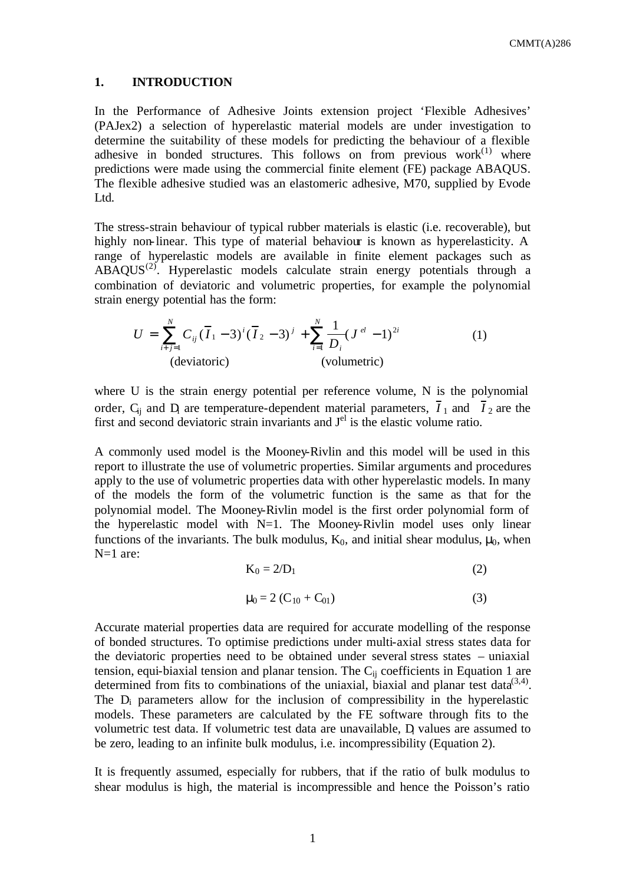## 1. INTRODUCTION

In the Performance of Adhesive Joints extension project 'Flexible Adhesives' (PAJex2) a selection of hyperelastic material models are under investigation to determine the suitability of these models for predicting the behaviour of a flexible adhesive in bonded structures. This follows on from previous work[1] where predictions were made using the commercial finite element (FE) package ABAQUS. The flexible adhesive studied was an elastomeric adhesive, M70, supplied by Evode Ltd.

The stress-strain behaviour of typical rubber materials is elastic (i.e. recoverable), but highly non-linear. This type of material behaviour is known as hyperelasticity. A range of hyperelastic models are available in finite element packages such as ABAQUS[2]. Hyperelastic models calculate strain energy potentials through a combination of deviatoric and volumetric properties, for example the polynomial strain energy potential has the form:

$$U = \underbrace{\sum_{i+j=1}^{N} C_{ij} (\bar{I}_1 - 3)^i (\bar{I}_2 - 3)^j}_{\text{(deviatoric)}} + \underbrace{\sum_{i=1}^{N} \frac{1}{D_i} (J^{el} - 1)^{2i}}_{\text{(volumetric)}} \tag{1}$$

where U is the strain energy potential per reference volume, N is the polynomial order, $C_{ij}$ and $D_i$ are temperature-dependent material parameters, $\bar{I}_1$ and $\bar{I}_2$ are the first and second deviatoric strain invariants and $J^{el}$ is the elastic volume ratio.

A commonly used model is the Mooney-Rivlin and this model will be used in this report to illustrate the use of volumetric properties. Similar arguments and procedures apply to the use of volumetric properties data with other hyperelastic models. In many of the models the form of the volumetric function is the same as that for the polynomial model. The Mooney-Rivlin model is the first order polynomial form of the hyperelastic model with N=1. The Mooney-Rivlin model uses only linear functions of the invariants. The bulk modulus, $K_0$, and initial shear modulus, $\mu_0$, when N=1 are:

$$K_0 = 2/D_1 \tag{2}$$

$$\mu_0 = 2\,(C_{10} + C_{01}) \tag{3}$$

Accurate material properties data are required for accurate modelling of the response of bonded structures. To optimise predictions under multi-axial stress states data for the deviatoric properties need to be obtained under several stress states – uniaxial tension, equi-biaxial tension and planar tension. The $C_{ij}$ coefficients in Equation 1 are determined from fits to combinations of the uniaxial, biaxial and planar test data[3,4]. The $D_i$ parameters allow for the inclusion of compressibility in the hyperelastic models. These parameters are calculated by the FE software through fits to the volumetric test data. If volumetric test data are unavailable, $D_i$ values are assumed to be zero, leading to an infinite bulk modulus, i.e. incompressibility (Equation 2).

It is frequently assumed, especially for rubbers, that if the ratio of bulk modulus to shear modulus is high, the material is incompressible and hence the Poisson's ratio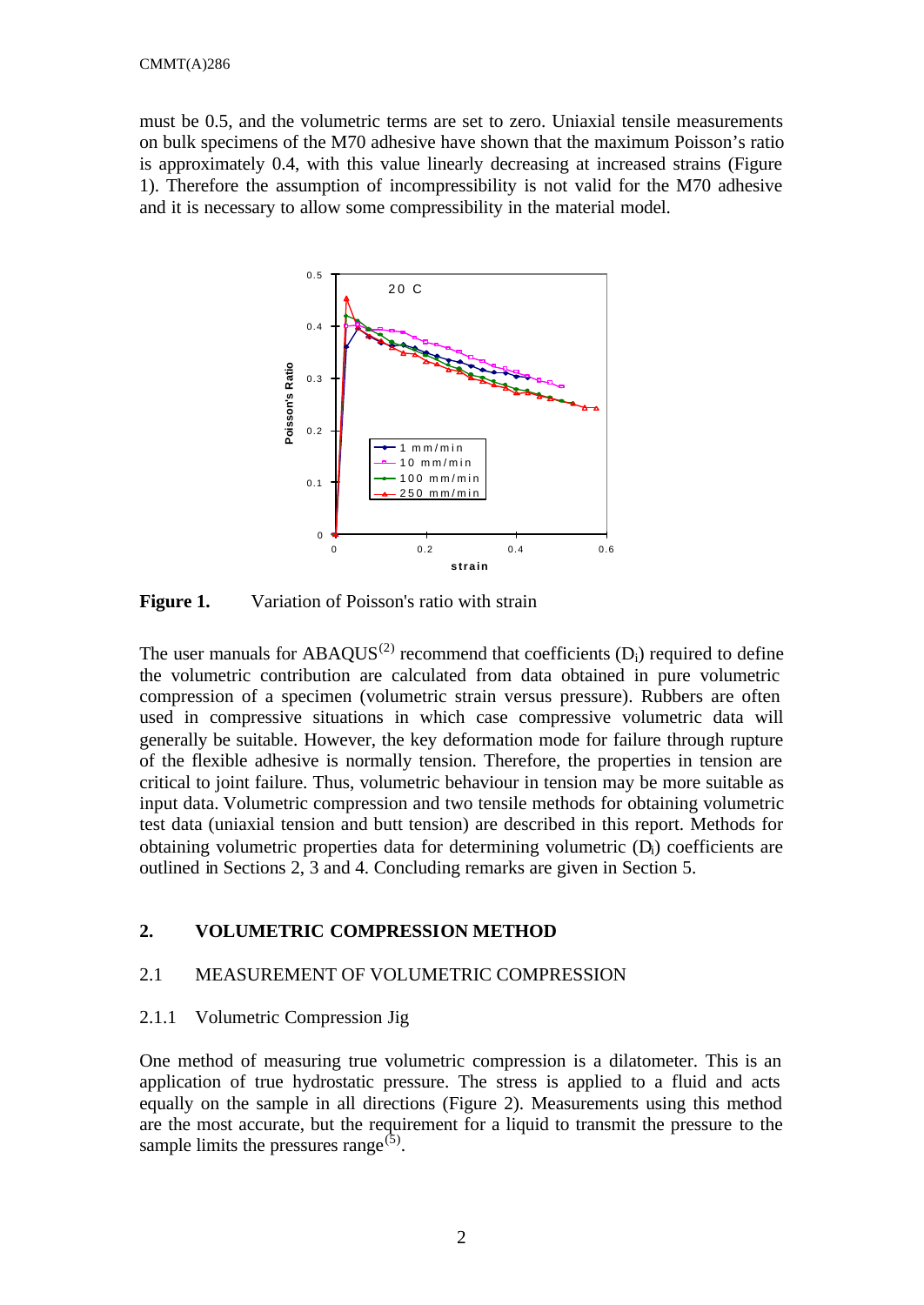must be 0.5, and the volumetric terms are set to zero. Uniaxial tensile measurements on bulk specimens of the M70 adhesive have shown that the maximum Poisson's ratio is approximately 0.4, with this value linearly decreasing at increased strains (Figure 1). Therefore the assumption of incompressibility is not valid for the M70 adhesive and it is necessary to allow some compressibility in the material model.

**Figure 1.** Variation of Poisson's ratio with strain

The user manuals for ABAQUS[2] recommend that coefficients ($D_i$) required to define the volumetric contribution are calculated from data obtained in pure volumetric compression of a specimen (volumetric strain versus pressure). Rubbers are often used in compressive situations in which case compressive volumetric data will generally be suitable. However, the key deformation mode for failure through rupture of the flexible adhesive is normally tension. Therefore, the properties in tension are critical to joint failure. Thus, volumetric behaviour in tension may be more suitable as input data. Volumetric compression and two tensile methods for obtaining volumetric test data (uniaxial tension and butt tension) are described in this report. Methods for obtaining volumetric properties data for determining volumetric ($D_i$) coefficients are outlined in Sections 2, 3 and 4. Concluding remarks are given in Section 5.

## 2. VOLUMETRIC COMPRESSION METHOD

### 2.1 MEASUREMENT OF VOLUMETRIC COMPRESSION

#### 2.1.1 Volumetric Compression Jig

One method of measuring true volumetric compression is a dilatometer. This is an application of true hydrostatic pressure. The stress is applied to a fluid and acts equally on the sample in all directions (Figure 2). Measurements using this method are the most accurate, but the requirement for a liquid to transmit the pressure to the sample limits the pressures range[5].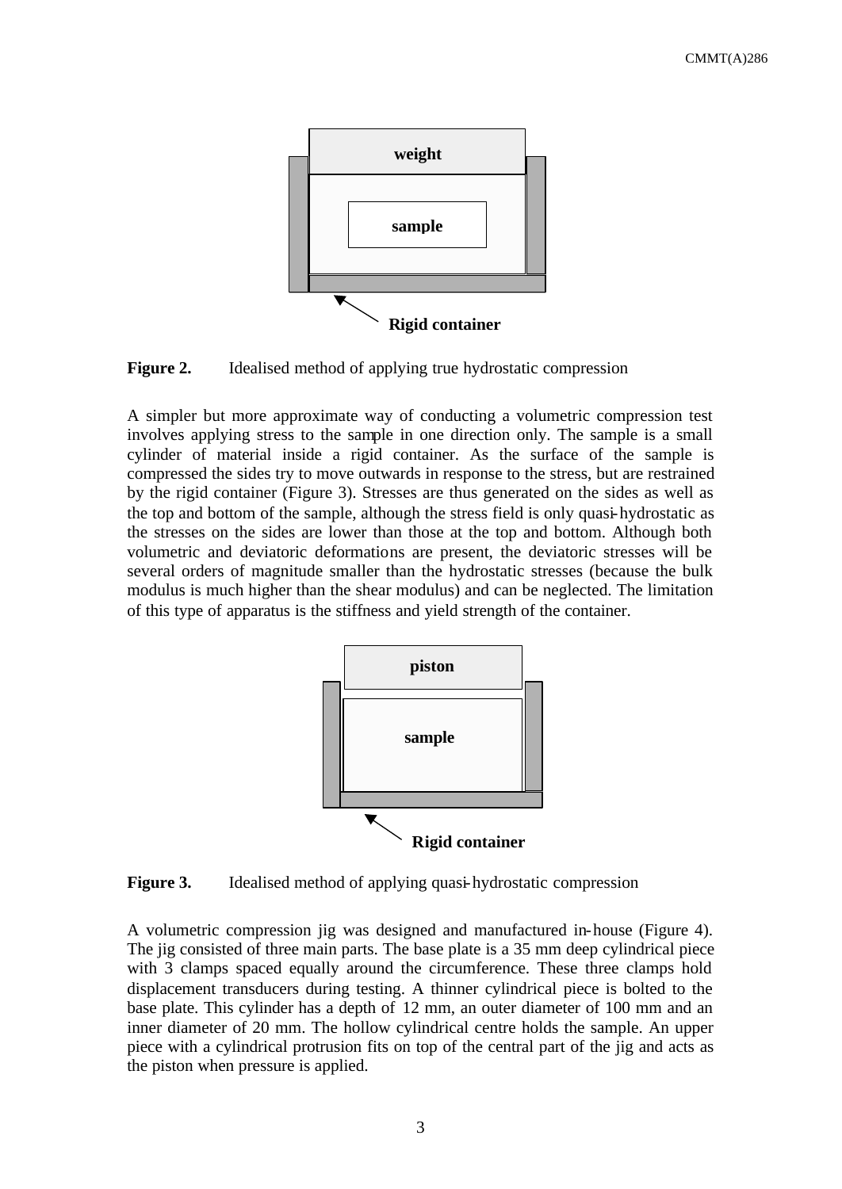**Figure 2.** Idealised method of applying true hydrostatic compression

A simpler but more approximate way of conducting a volumetric compression test involves applying stress to the sample in one direction only. The sample is a small cylinder of material inside a rigid container. As the surface of the sample is compressed the sides try to move outwards in response to the stress, but are restrained by the rigid container (Figure 3). Stresses are thus generated on the sides as well as the top and bottom of the sample, although the stress field is only quasi-hydrostatic as the stresses on the sides are lower than those at the top and bottom. Although both volumetric and deviatoric deformations are present, the deviatoric stresses will be several orders of magnitude smaller than the hydrostatic stresses (because the bulk modulus is much higher than the shear modulus) and can be neglected. The limitation of this type of apparatus is the stiffness and yield strength of the container.

**Figure 3.** Idealised method of applying quasi-hydrostatic compression

A volumetric compression jig was designed and manufactured in-house (Figure 4). The jig consisted of three main parts. The base plate is a 35 mm deep cylindrical piece with 3 clamps spaced equally around the circumference. These three clamps hold displacement transducers during testing. A thinner cylindrical piece is bolted to the base plate. This cylinder has a depth of 12 mm, an outer diameter of 100 mm and an inner diameter of 20 mm. The hollow cylindrical centre holds the sample. An upper piece with a cylindrical protrusion fits on top of the central part of the jig and acts as the piston when pressure is applied.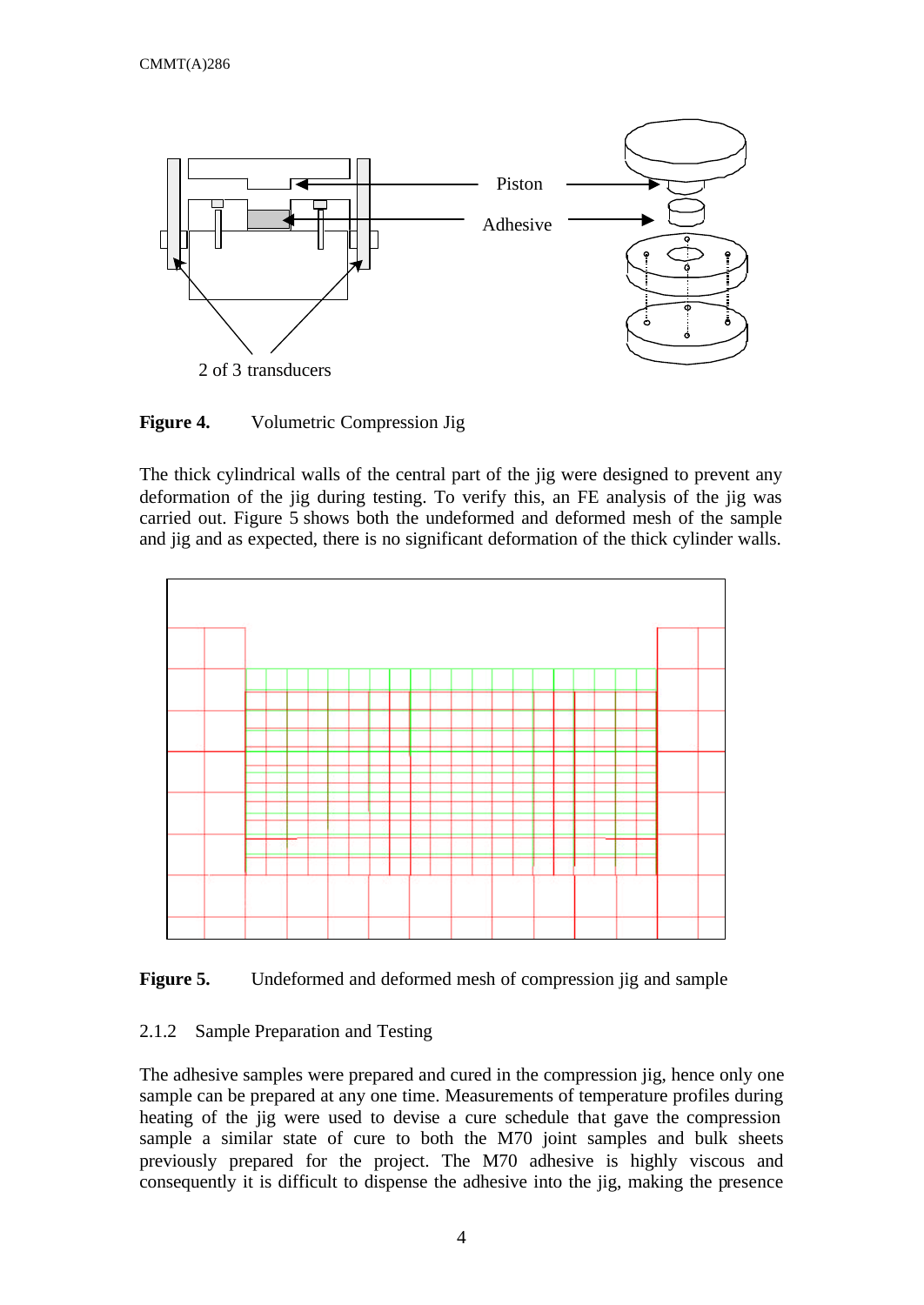Piston

Adhesive

2 of 3 transducers

**Figure 4.** Volumetric Compression Jig

The thick cylindrical walls of the central part of the jig were designed to prevent any deformation of the jig during testing. To verify this, an FE analysis of the jig was carried out. Figure 5 shows both the undeformed and deformed mesh of the sample and jig and as expected, there is no significant deformation of the thick cylinder walls.

**Figure 5.** Undeformed and deformed mesh of compression jig and sample

### 2.1.2 Sample Preparation and Testing

The adhesive samples were prepared and cured in the compression jig, hence only one sample can be prepared at any one time. Measurements of temperature profiles during heating of the jig were used to devise a cure schedule that gave the compression sample a similar state of cure to both the M70 joint samples and bulk sheets previously prepared for the project. The M70 adhesive is highly viscous and consequently it is difficult to dispense the adhesive into the jig, making the presence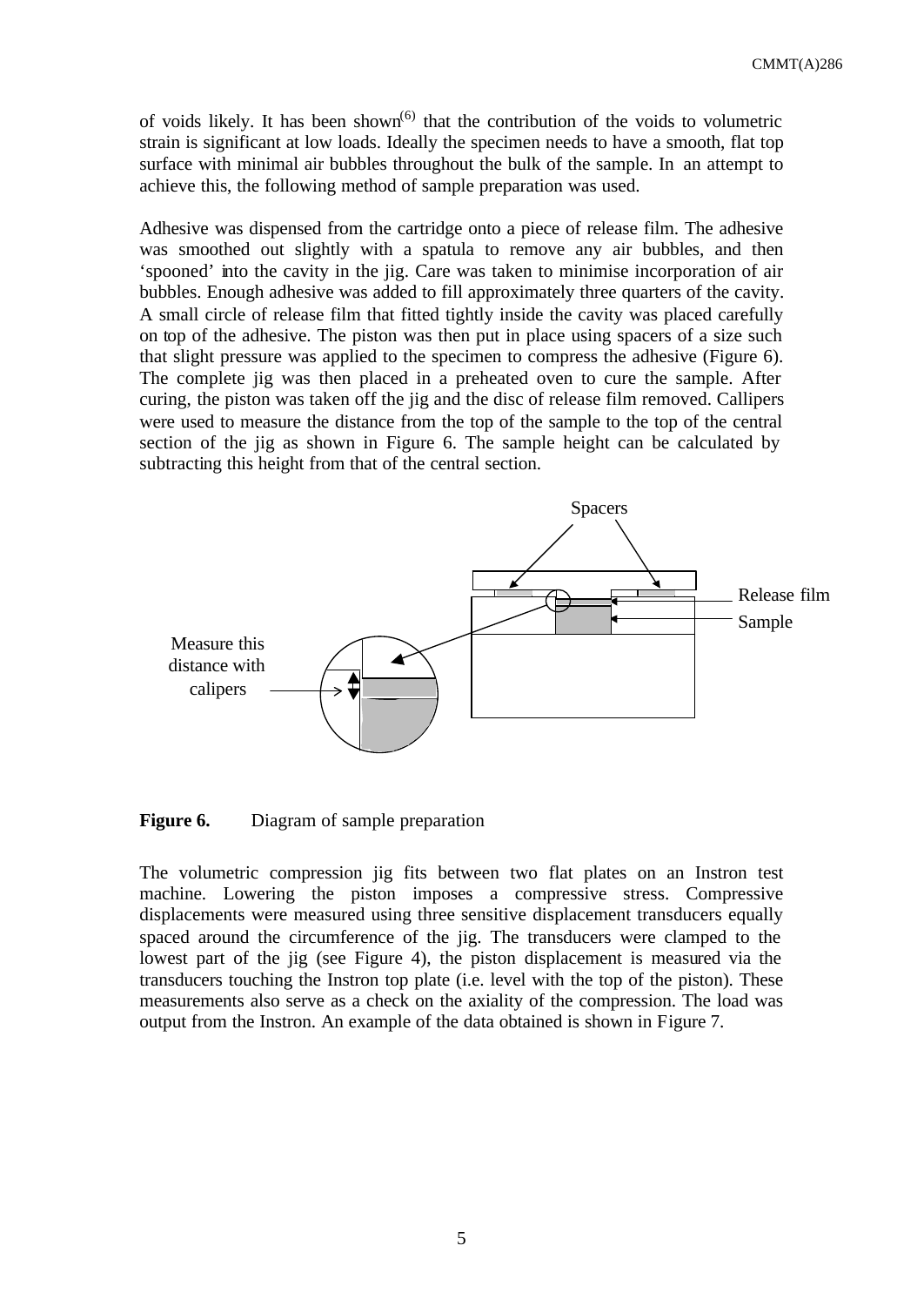of voids likely. It has been shown[6] that the contribution of the voids to volumetric strain is significant at low loads. Ideally the specimen needs to have a smooth, flat top surface with minimal air bubbles throughout the bulk of the sample. In an attempt to achieve this, the following method of sample preparation was used.

Adhesive was dispensed from the cartridge onto a piece of release film. The adhesive was smoothed out slightly with a spatula to remove any air bubbles, and then 'spooned' into the cavity in the jig. Care was taken to minimise incorporation of air bubbles. Enough adhesive was added to fill approximately three quarters of the cavity. A small circle of release film that fitted tightly inside the cavity was placed carefully on top of the adhesive. The piston was then put in place using spacers of a size such that slight pressure was applied to the specimen to compress the adhesive (Figure 6). The complete jig was then placed in a preheated oven to cure the sample. After curing, the piston was taken off the jig and the disc of release film removed. Callipers were used to measure the distance from the top of the sample to the top of the central section of the jig as shown in Figure 6. The sample height can be calculated by subtracting this height from that of the central section.

Spacers

Release film

Sample

Measure this distance with calipers

**Figure 6.** Diagram of sample preparation

The volumetric compression jig fits between two flat plates on an Instron test machine. Lowering the piston imposes a compressive stress. Compressive displacements were measured using three sensitive displacement transducers equally spaced around the circumference of the jig. The transducers were clamped to the lowest part of the jig (see Figure 4), the piston displacement is measured via the transducers touching the Instron top plate (i.e. level with the top of the piston). These measurements also serve as a check on the axiality of the compression. The load was output from the Instron. An example of the data obtained is shown in Figure 7.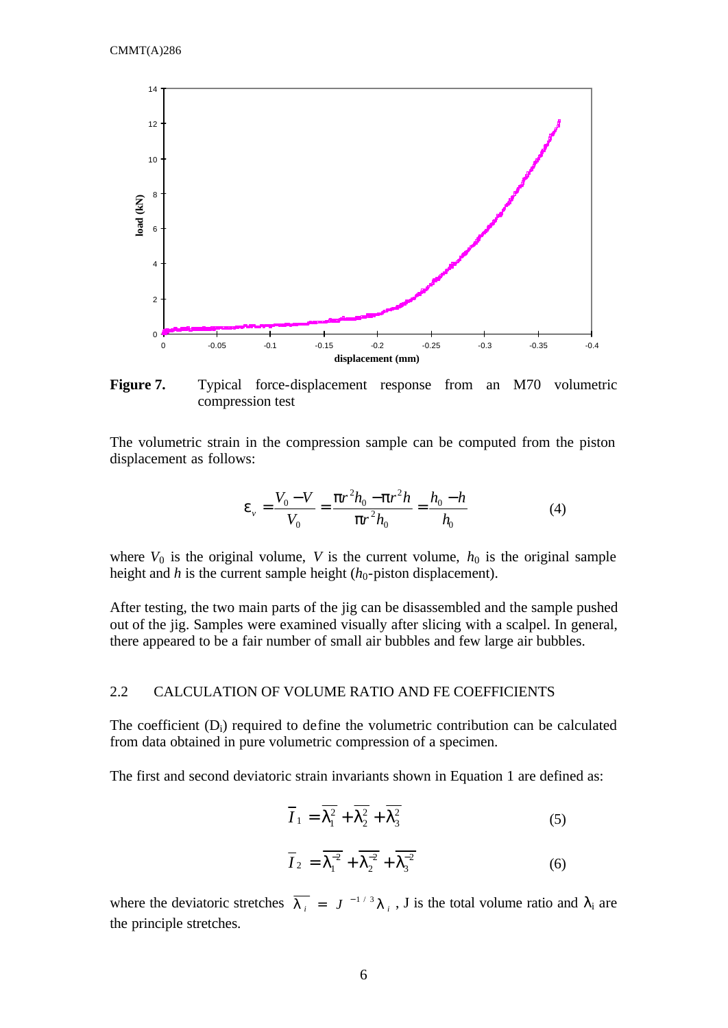**Figure 7.** Typical force-displacement response from an M70 volumetric compression test

The volumetric strain in the compression sample can be computed from the piston displacement as follows:

$$\varepsilon_v = \frac{V_0 - V}{V_0} = \frac{\pi r^2 h_0 - \pi r^2 h}{\pi r^2 h_0} = \frac{h_0 - h}{h_0} \qquad (4)$$

where $V_0$ is the original volume, $V$ is the current volume, $h_0$ is the original sample height and $h$ is the current sample height ($h_0$-piston displacement).

After testing, the two main parts of the jig can be disassembled and the sample pushed out of the jig. Samples were examined visually after slicing with a scalpel. In general, there appeared to be a fair number of small air bubbles and few large air bubbles.

## 2.2 CALCULATION OF VOLUME RATIO AND FE COEFFICIENTS

The coefficient ($D_i$) required to define the volumetric contribution can be calculated from data obtained in pure volumetric compression of a specimen.

The first and second deviatoric strain invariants shown in Equation 1 are defined as:

$$\bar{I}_1 = \bar{\lambda}_1^2 + \bar{\lambda}_2^2 + \bar{\lambda}_3^2 \qquad (5)$$

$$\bar{I}_2 = \bar{\lambda}_1^{-2} + \bar{\lambda}_2^{-2} + \bar{\lambda}_3^{-2} \qquad (6)$$

where the deviatoric stretches $\bar{\lambda}_i = J^{-1/3}\lambda_i$, J is the total volume ratio and $\lambda_i$ are the principle stretches.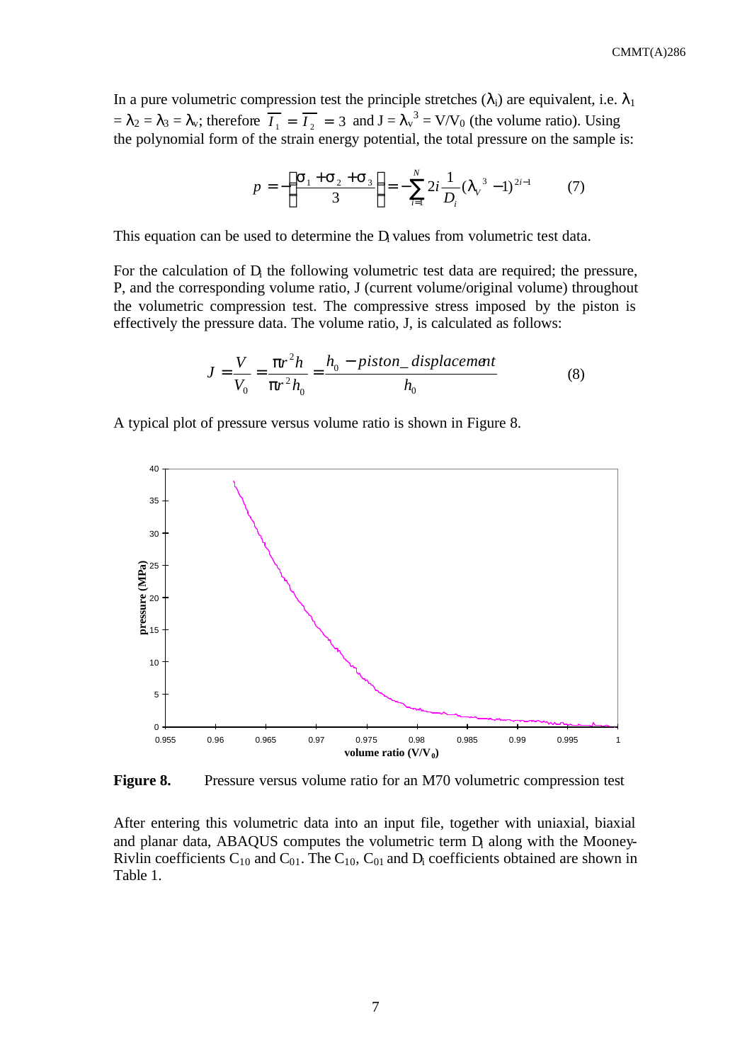In a pure volumetric compression test the principle stretches ($\lambda_i$) are equivalent, i.e. $\lambda_1 = \lambda_2 = \lambda_3 = \lambda_v$; therefore $\overline{I_1} = \overline{I_2} = 3$ and $J = \lambda_v^3 = V/V_0$ (the volume ratio). Using the polynomial form of the strain energy potential, the total pressure on the sample is:

$$p = -\left(\frac{\sigma_1 + \sigma_2 + \sigma_3}{3}\right) = -\sum_{i=1}^{N} 2i \frac{1}{D_i}(\lambda_V^{\,3} - 1)^{2i-1} \qquad (7)$$

This equation can be used to determine the $D_i$ values from volumetric test data.

For the calculation of $D_i$ the following volumetric test data are required; the pressure, P, and the corresponding volume ratio, J (current volume/original volume) throughout the volumetric compression test. The compressive stress imposed by the piston is effectively the pressure data. The volume ratio, J, is calculated as follows:

$$J = \frac{V}{V_0} = \frac{\pi r^2 h}{\pi r^2 h_0} = \frac{h_0 - piston\_displacement}{h_0} \qquad (8)$$

A typical plot of pressure versus volume ratio is shown in Figure 8.

**Figure 8.** Pressure versus volume ratio for an M70 volumetric compression test

After entering this volumetric data into an input file, together with uniaxial, biaxial and planar data, ABAQUS computes the volumetric term $D_i$ along with the Mooney-Rivlin coefficients $C_{10}$ and $C_{01}$. The $C_{10}$, $C_{01}$ and $D_i$ coefficients obtained are shown in Table 1.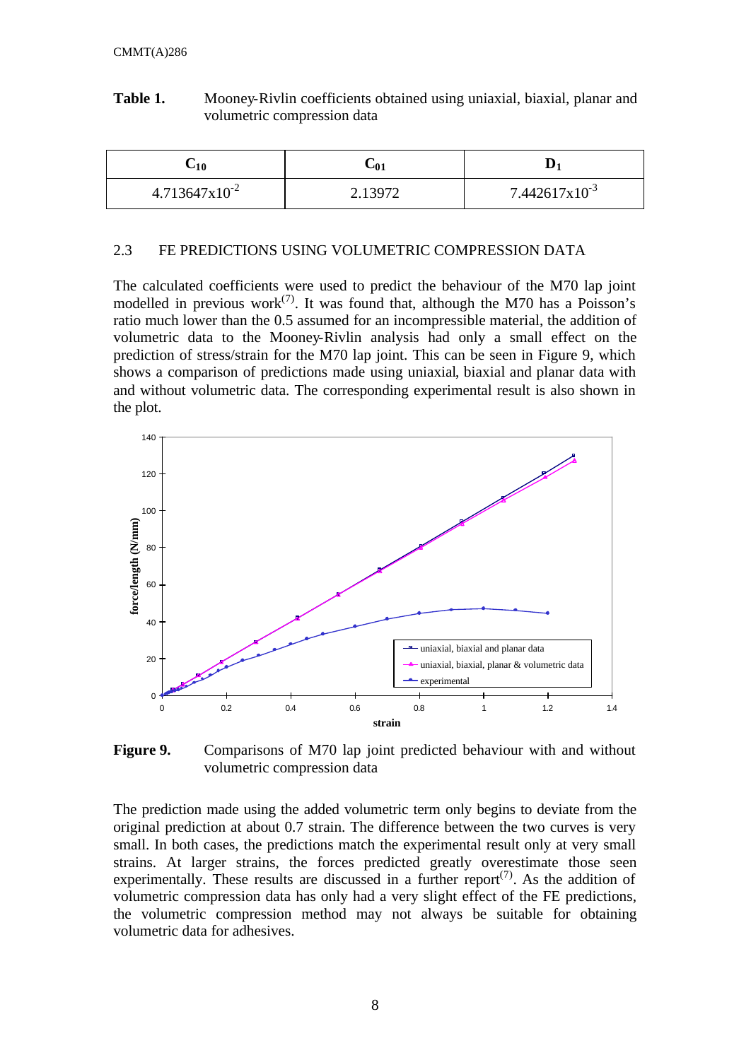**Table 1.** Mooney-Rivlin coefficients obtained using uniaxial, biaxial, planar and volumetric compression data

| $C_{10}$ | $C_{01}$ | $D_1$ |
|---|---|---|
| $4.713647 \times 10^{-2}$ | 2.13972 | $7.442617 \times 10^{-3}$ |

## 2.3 FE PREDICTIONS USING VOLUMETRIC COMPRESSION DATA

The calculated coefficients were used to predict the behaviour of the M70 lap joint modelled in previous work[7]. It was found that, although the M70 has a Poisson's ratio much lower than the 0.5 assumed for an incompressible material, the addition of volumetric data to the Mooney-Rivlin analysis had only a small effect on the prediction of stress/strain for the M70 lap joint. This can be seen in Figure 9, which shows a comparison of predictions made using uniaxial, biaxial and planar data with and without volumetric data. The corresponding experimental result is also shown in the plot.

**Figure 9.** Comparisons of M70 lap joint predicted behaviour with and without volumetric compression data

The prediction made using the added volumetric term only begins to deviate from the original prediction at about 0.7 strain. The difference between the two curves is very small. In both cases, the predictions match the experimental result only at very small strains. At larger strains, the forces predicted greatly overestimate those seen experimentally. These results are discussed in a further report[7]. As the addition of volumetric compression data has only had a very slight effect of the FE predictions, the volumetric compression method may not always be suitable for obtaining volumetric data for adhesives.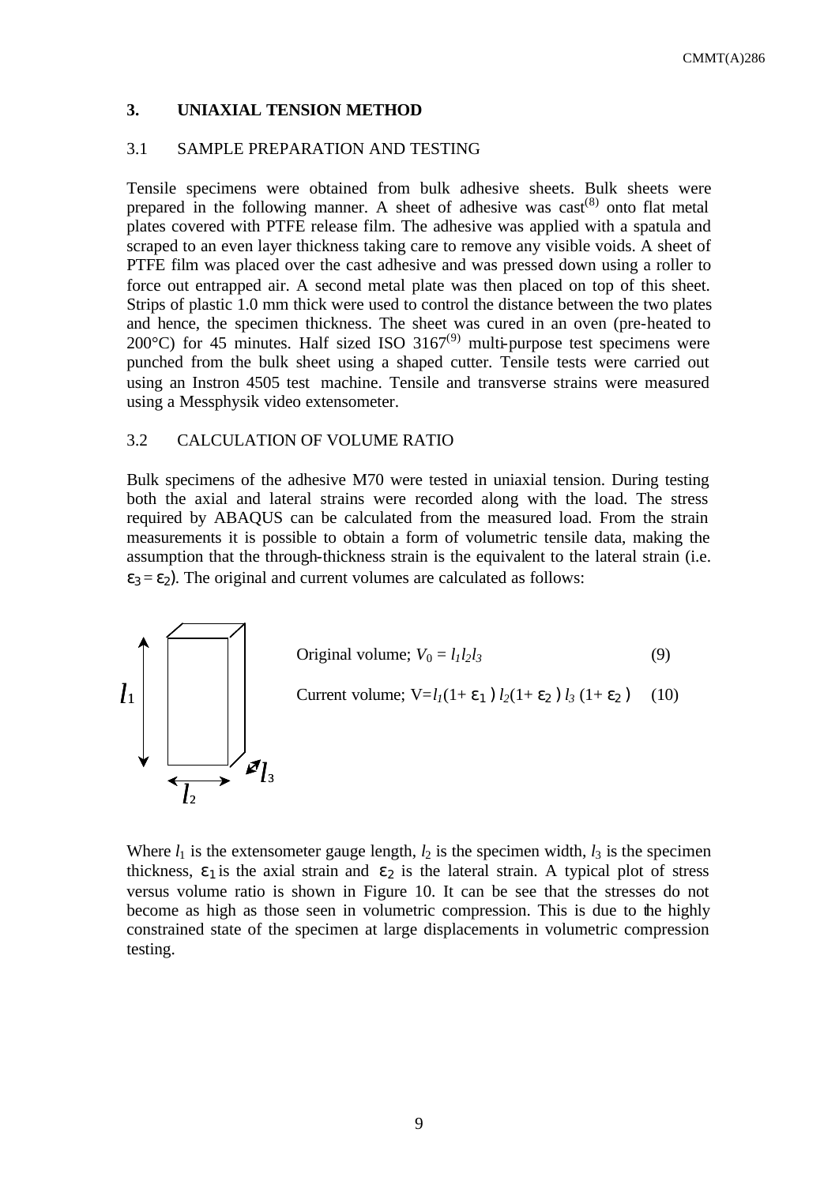## 3. UNIAXIAL TENSION METHOD

### 3.1 SAMPLE PREPARATION AND TESTING

Tensile specimens were obtained from bulk adhesive sheets. Bulk sheets were prepared in the following manner. A sheet of adhesive was cast[8] onto flat metal plates covered with PTFE release film. The adhesive was applied with a spatula and scraped to an even layer thickness taking care to remove any visible voids. A sheet of PTFE film was placed over the cast adhesive and was pressed down using a roller to force out entrapped air. A second metal plate was then placed on top of this sheet. Strips of plastic 1.0 mm thick were used to control the distance between the two plates and hence, the specimen thickness. The sheet was cured in an oven (pre-heated to 200°C) for 45 minutes. Half sized ISO 3167[9] multi-purpose test specimens were punched from the bulk sheet using a shaped cutter. Tensile tests were carried out using an Instron 4505 test machine. Tensile and transverse strains were measured using a Messphysik video extensometer.

### 3.2 CALCULATION OF VOLUME RATIO

Bulk specimens of the adhesive M70 were tested in uniaxial tension. During testing both the axial and lateral strains were recorded along with the load. The stress required by ABAQUS can be calculated from the measured load. From the strain measurements it is possible to obtain a form of volumetric tensile data, making the assumption that the through-thickness strain is the equivalent to the lateral strain (i.e. $\varepsilon_3 = \varepsilon_2$). The original and current volumes are calculated as follows:

Original volume; $V_0 = l_1 l_2 l_3$ (9)

Current volume; $V = l_1(1+\varepsilon_1)\, l_2(1+\varepsilon_2)\, l_3(1+\varepsilon_2)$ (10)

Where $l_1$ is the extensometer gauge length, $l_2$ is the specimen width, $l_3$ is the specimen thickness, $\varepsilon_1$ is the axial strain and $\varepsilon_2$ is the lateral strain. A typical plot of stress versus volume ratio is shown in Figure 10. It can be see that the stresses do not become as high as those seen in volumetric compression. This is due to the highly constrained state of the specimen at large displacements in volumetric compression testing.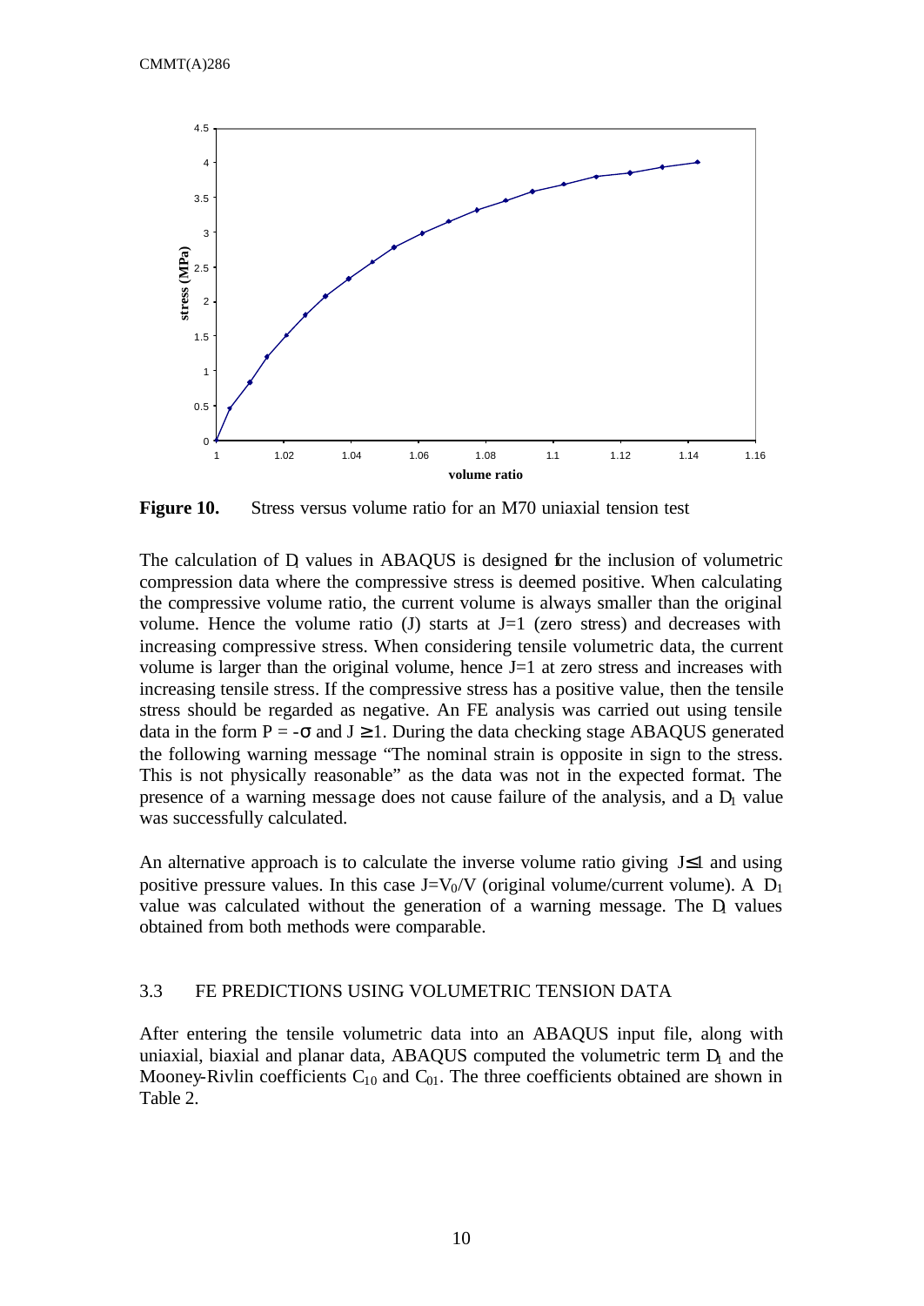**Figure 10.** Stress versus volume ratio for an M70 uniaxial tension test

The calculation of $D_1$ values in ABAQUS is designed for the inclusion of volumetric compression data where the compressive stress is deemed positive. When calculating the compressive volume ratio, the current volume is always smaller than the original volume. Hence the volume ratio (J) starts at J=1 (zero stress) and decreases with increasing compressive stress. When considering tensile volumetric data, the current volume is larger than the original volume, hence J=1 at zero stress and increases with increasing tensile stress. If the compressive stress has a positive value, then the tensile stress should be regarded as negative. An FE analysis was carried out using tensile data in the form $P = -\sigma$ and $J \geq 1$. During the data checking stage ABAQUS generated the following warning message "The nominal strain is opposite in sign to the stress. This is not physically reasonable" as the data was not in the expected format. The presence of a warning message does not cause failure of the analysis, and a $D_1$ value was successfully calculated.

An alternative approach is to calculate the inverse volume ratio giving $J \leq 1$ and using positive pressure values. In this case $J = V_0/V$ (original volume/current volume). A $D_1$ value was calculated without the generation of a warning message. The $D_1$ values obtained from both methods were comparable.

## 3.3 FE PREDICTIONS USING VOLUMETRIC TENSION DATA

After entering the tensile volumetric data into an ABAQUS input file, along with uniaxial, biaxial and planar data, ABAQUS computed the volumetric term $D_1$ and the Mooney-Rivlin coefficients $C_{10}$ and $C_{01}$. The three coefficients obtained are shown in Table 2.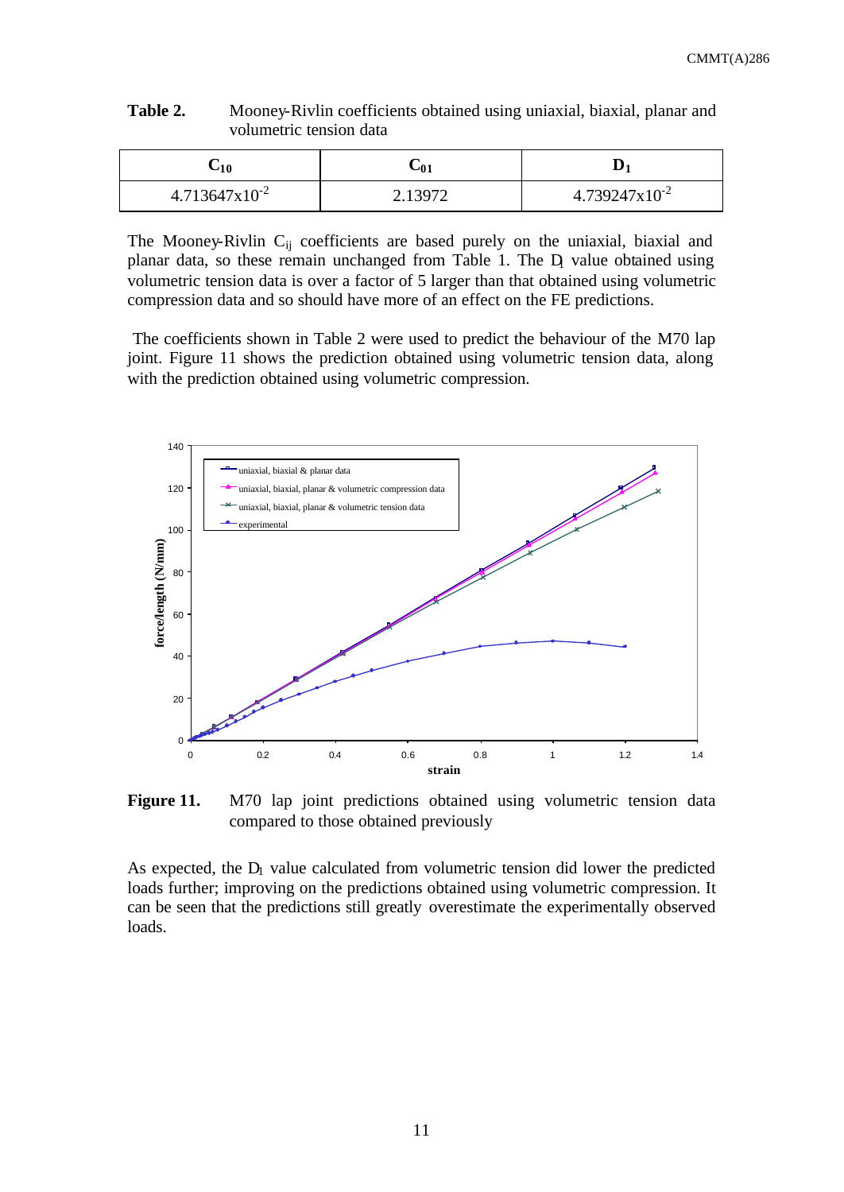**Table 2.** Mooney-Rivlin coefficients obtained using uniaxial, biaxial, planar and volumetric tension data

| $C_{10}$ | $C_{01}$ | $D_1$ |
|---|---|---|
| $4.713647 \times 10^{-2}$ | 2.13972 | $4.739247 \times 10^{-2}$ |

The Mooney-Rivlin $C_{ij}$ coefficients are based purely on the uniaxial, biaxial and planar data, so these remain unchanged from Table 1. The $D_1$ value obtained using volumetric tension data is over a factor of 5 larger than that obtained using volumetric compression data and so should have more of an effect on the FE predictions.

The coefficients shown in Table 2 were used to predict the behaviour of the M70 lap joint. Figure 11 shows the prediction obtained using volumetric tension data, along with the prediction obtained using volumetric compression.

**Figure 11.** M70 lap joint predictions obtained using volumetric tension data compared to those obtained previously

As expected, the $D_1$ value calculated from volumetric tension did lower the predicted loads further; improving on the predictions obtained using volumetric compression. It can be seen that the predictions still greatly overestimate the experimentally observed loads.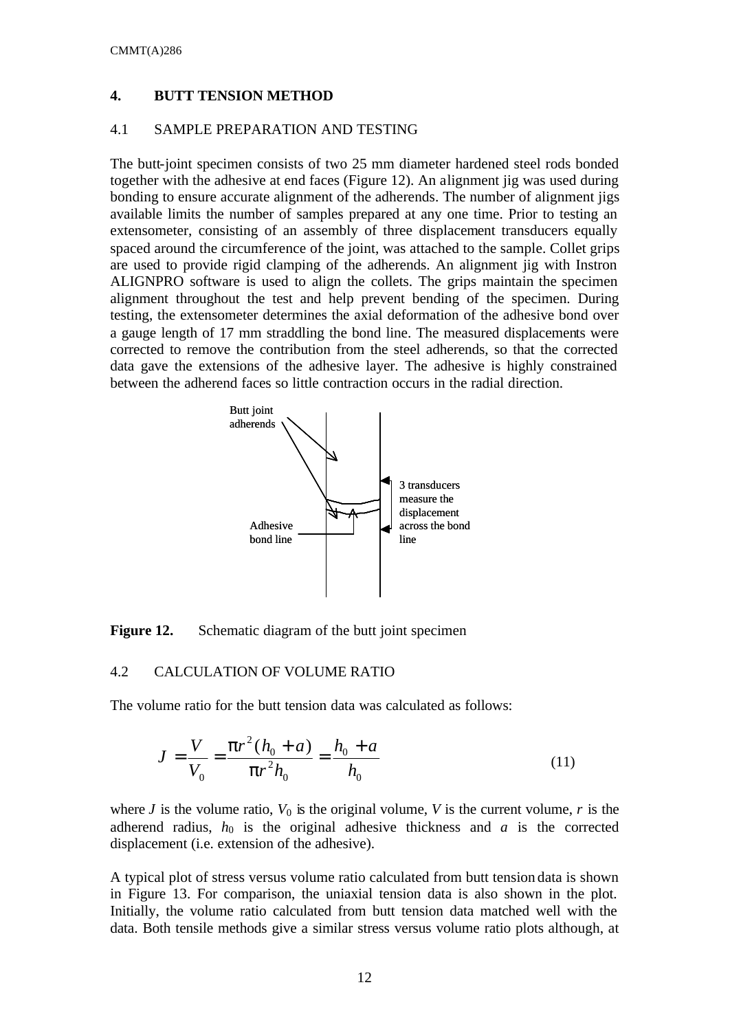## 4. BUTT TENSION METHOD

### 4.1 SAMPLE PREPARATION AND TESTING

The butt-joint specimen consists of two 25 mm diameter hardened steel rods bonded together with the adhesive at end faces (Figure 12). An alignment jig was used during bonding to ensure accurate alignment of the adherends. The number of alignment jigs available limits the number of samples prepared at any one time. Prior to testing an extensometer, consisting of an assembly of three displacement transducers equally spaced around the circumference of the joint, was attached to the sample. Collet grips are used to provide rigid clamping of the adherends. An alignment jig with Instron ALIGNPRO software is used to align the collets. The grips maintain the specimen alignment throughout the test and help prevent bending of the specimen. During testing, the extensometer determines the axial deformation of the adhesive bond over a gauge length of 17 mm straddling the bond line. The measured displacements were corrected to remove the contribution from the steel adherends, so that the corrected data gave the extensions of the adhesive layer. The adhesive is highly constrained between the adherend faces so little contraction occurs in the radial direction.

Butt joint adherends

Adhesive bond line

3 transducers measure the displacement across the bond line

**Figure 12.** Schematic diagram of the butt joint specimen

### 4.2 CALCULATION OF VOLUME RATIO

The volume ratio for the butt tension data was calculated as follows:

$$J = \frac{V}{V_0} = \frac{\pi r^2 (h_0 + a)}{\pi r^2 h_0} = \frac{h_0 + a}{h_0} \tag{11}$$

where $J$ is the volume ratio, $V_0$ is the original volume, $V$ is the current volume, $r$ is the adherend radius, $h_0$ is the original adhesive thickness and $a$ is the corrected displacement (i.e. extension of the adhesive).

A typical plot of stress versus volume ratio calculated from butt tension data is shown in Figure 13. For comparison, the uniaxial tension data is also shown in the plot. Initially, the volume ratio calculated from butt tension data matched well with the data. Both tensile methods give a similar stress versus volume ratio plots although, at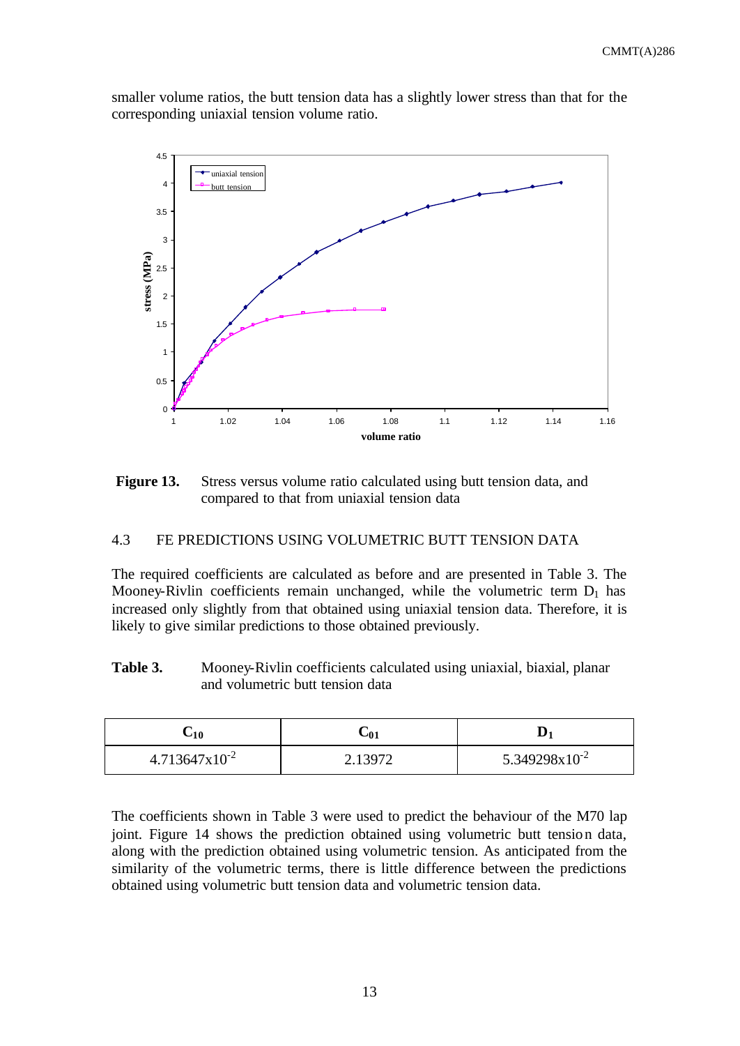smaller volume ratios, the butt tension data has a slightly lower stress than that for the corresponding uniaxial tension volume ratio.

**Figure 13.** Stress versus volume ratio calculated using butt tension data, and compared to that from uniaxial tension data

### 4.3 FE PREDICTIONS USING VOLUMETRIC BUTT TENSION DATA

The required coefficients are calculated as before and are presented in Table 3. The Mooney-Rivlin coefficients remain unchanged, while the volumetric term $D_1$ has increased only slightly from that obtained using uniaxial tension data. Therefore, it is likely to give similar predictions to those obtained previously.

**Table 3.** Mooney-Rivlin coefficients calculated using uniaxial, biaxial, planar and volumetric butt tension data

| $C_{10}$ | $C_{01}$ | $D_1$ |
|---|---|---|
| $4.713647 \times 10^{-2}$ | 2.13972 | $5.349298 \times 10^{-2}$ |

The coefficients shown in Table 3 were used to predict the behaviour of the M70 lap joint. Figure 14 shows the prediction obtained using volumetric butt tension data, along with the prediction obtained using volumetric tension. As anticipated from the similarity of the volumetric terms, there is little difference between the predictions obtained using volumetric butt tension data and volumetric tension data.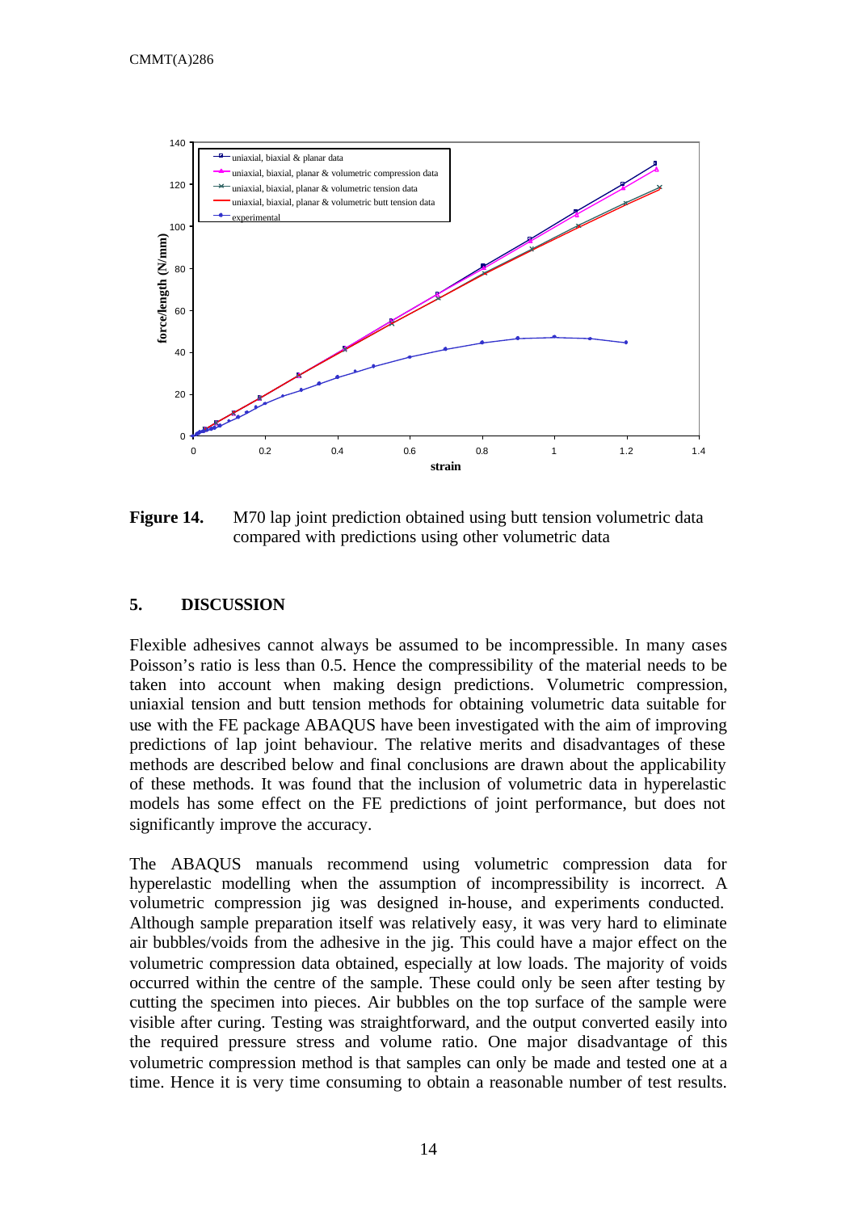**Figure 14.** M70 lap joint prediction obtained using butt tension volumetric data compared with predictions using other volumetric data

## 5. DISCUSSION

Flexible adhesives cannot always be assumed to be incompressible. In many cases Poisson's ratio is less than 0.5. Hence the compressibility of the material needs to be taken into account when making design predictions. Volumetric compression, uniaxial tension and butt tension methods for obtaining volumetric data suitable for use with the FE package ABAQUS have been investigated with the aim of improving predictions of lap joint behaviour. The relative merits and disadvantages of these methods are described below and final conclusions are drawn about the applicability of these methods. It was found that the inclusion of volumetric data in hyperelastic models has some effect on the FE predictions of joint performance, but does not significantly improve the accuracy.

The ABAQUS manuals recommend using volumetric compression data for hyperelastic modelling when the assumption of incompressibility is incorrect. A volumetric compression jig was designed in-house, and experiments conducted. Although sample preparation itself was relatively easy, it was very hard to eliminate air bubbles/voids from the adhesive in the jig. This could have a major effect on the volumetric compression data obtained, especially at low loads. The majority of voids occurred within the centre of the sample. These could only be seen after testing by cutting the specimen into pieces. Air bubbles on the top surface of the sample were visible after curing. Testing was straightforward, and the output converted easily into the required pressure stress and volume ratio. One major disadvantage of this volumetric compression method is that samples can only be made and tested one at a time. Hence it is very time consuming to obtain a reasonable number of test results.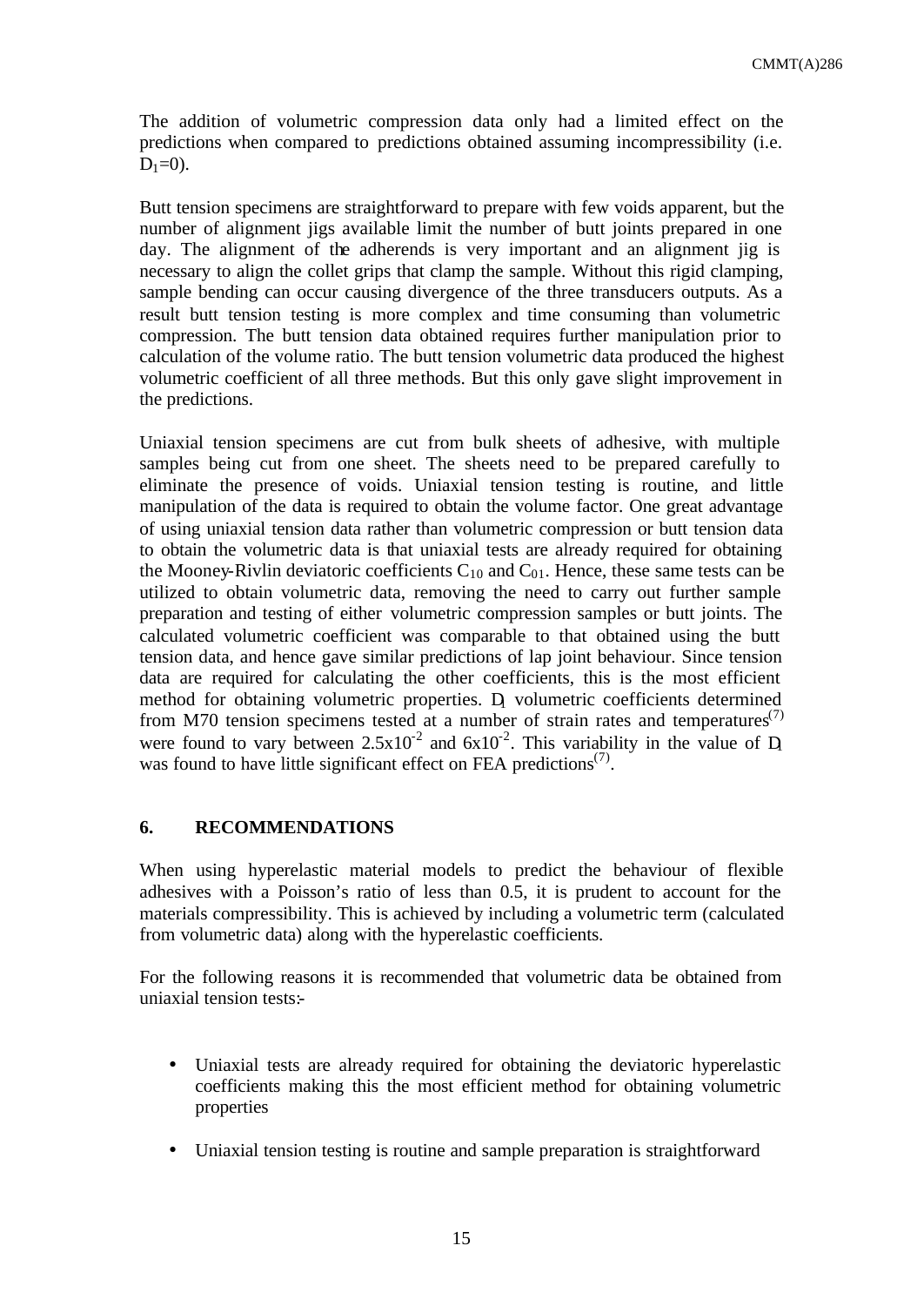The addition of volumetric compression data only had a limited effect on the predictions when compared to predictions obtained assuming incompressibility (i.e. $D_1=0$).

Butt tension specimens are straightforward to prepare with few voids apparent, but the number of alignment jigs available limit the number of butt joints prepared in one day. The alignment of the adherends is very important and an alignment jig is necessary to align the collet grips that clamp the sample. Without this rigid clamping, sample bending can occur causing divergence of the three transducers outputs. As a result butt tension testing is more complex and time consuming than volumetric compression. The butt tension data obtained requires further manipulation prior to calculation of the volume ratio. The butt tension volumetric data produced the highest volumetric coefficient of all three methods. But this only gave slight improvement in the predictions.

Uniaxial tension specimens are cut from bulk sheets of adhesive, with multiple samples being cut from one sheet. The sheets need to be prepared carefully to eliminate the presence of voids. Uniaxial tension testing is routine, and little manipulation of the data is required to obtain the volume factor. One great advantage of using uniaxial tension data rather than volumetric compression or butt tension data to obtain the volumetric data is that uniaxial tests are already required for obtaining the Mooney-Rivlin deviatoric coefficients $C_{10}$ and $C_{01}$. Hence, these same tests can be utilized to obtain volumetric data, removing the need to carry out further sample preparation and testing of either volumetric compression samples or butt joints. The calculated volumetric coefficient was comparable to that obtained using the butt tension data, and hence gave similar predictions of lap joint behaviour. Since tension data are required for calculating the other coefficients, this is the most efficient method for obtaining volumetric properties. $D_1$ volumetric coefficients determined from M70 tension specimens tested at a number of strain rates and temperatures[7] were found to vary between $2.5\text{x}10^{-2}$ and $6\text{x}10^{-2}$. This variability in the value of $D_1$ was found to have little significant effect on FEA predictions[7].

## 6. RECOMMENDATIONS

When using hyperelastic material models to predict the behaviour of flexible adhesives with a Poisson's ratio of less than 0.5, it is prudent to account for the materials compressibility. This is achieved by including a volumetric term (calculated from volumetric data) along with the hyperelastic coefficients.

For the following reasons it is recommended that volumetric data be obtained from uniaxial tension tests:-

- Uniaxial tests are already required for obtaining the deviatoric hyperelastic coefficients making this the most efficient method for obtaining volumetric properties
- Uniaxial tension testing is routine and sample preparation is straightforward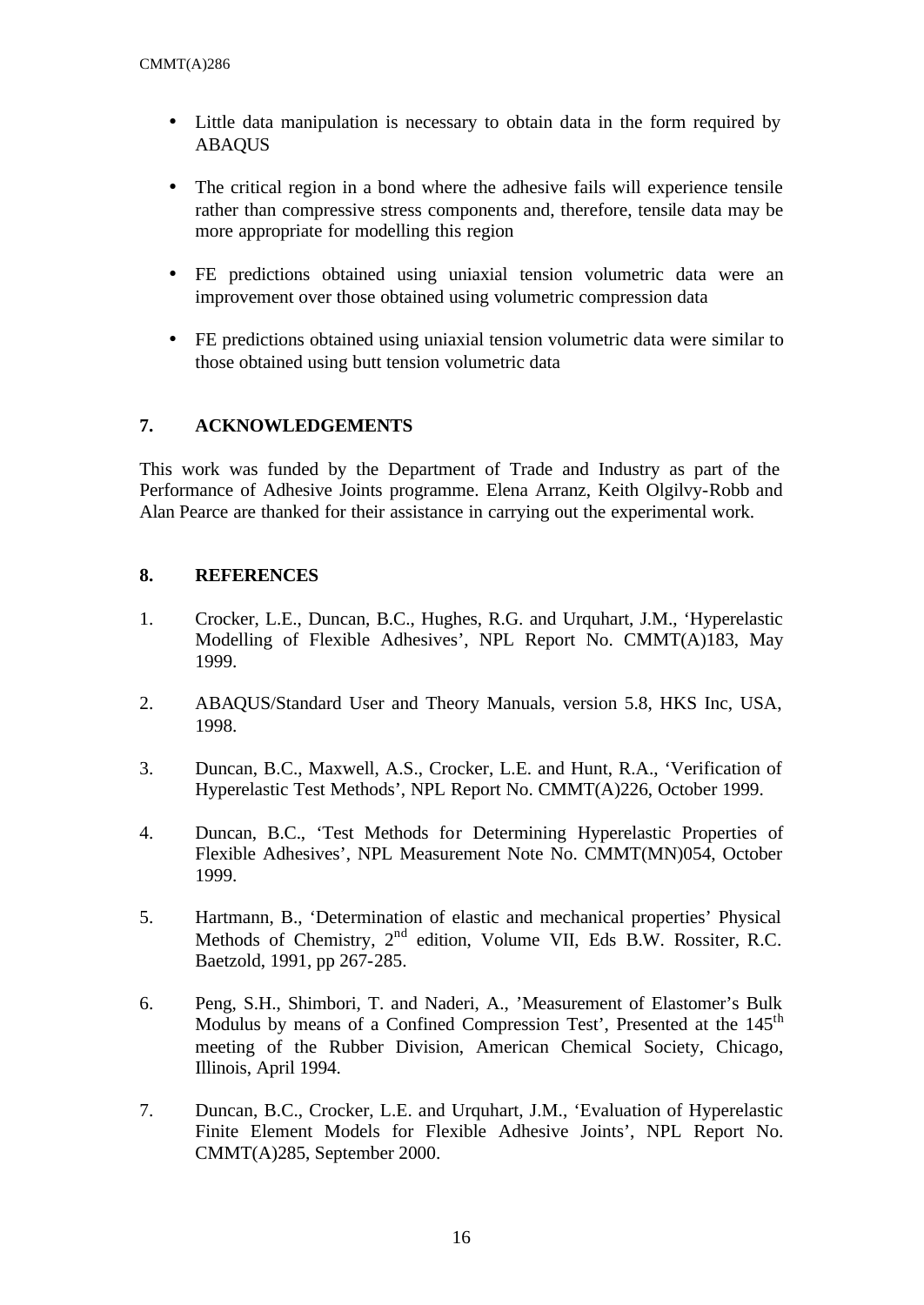- Little data manipulation is necessary to obtain data in the form required by ABAQUS

- The critical region in a bond where the adhesive fails will experience tensile rather than compressive stress components and, therefore, tensile data may be more appropriate for modelling this region

- FE predictions obtained using uniaxial tension volumetric data were an improvement over those obtained using volumetric compression data

- FE predictions obtained using uniaxial tension volumetric data were similar to those obtained using butt tension volumetric data

## 7. ACKNOWLEDGEMENTS

This work was funded by the Department of Trade and Industry as part of the Performance of Adhesive Joints programme. Elena Arranz, Keith Olgilvy-Robb and Alan Pearce are thanked for their assistance in carrying out the experimental work.

## 8. REFERENCES

1. Crocker, L.E., Duncan, B.C., Hughes, R.G. and Urquhart, J.M., 'Hyperelastic Modelling of Flexible Adhesives', NPL Report No. CMMT(A)183, May 1999.

2. ABAQUS/Standard User and Theory Manuals, version 5.8, HKS Inc, USA, 1998.

3. Duncan, B.C., Maxwell, A.S., Crocker, L.E. and Hunt, R.A., 'Verification of Hyperelastic Test Methods', NPL Report No. CMMT(A)226, October 1999.

4. Duncan, B.C., 'Test Methods for Determining Hyperelastic Properties of Flexible Adhesives', NPL Measurement Note No. CMMT(MN)054, October 1999.

5. Hartmann, B., 'Determination of elastic and mechanical properties' Physical Methods of Chemistry, 2nd edition, Volume VII, Eds B.W. Rossiter, R.C. Baetzold, 1991, pp 267-285.

6. Peng, S.H., Shimbori, T. and Naderi, A., 'Measurement of Elastomer's Bulk Modulus by means of a Confined Compression Test', Presented at the 145th meeting of the Rubber Division, American Chemical Society, Chicago, Illinois, April 1994.

7. Duncan, B.C., Crocker, L.E. and Urquhart, J.M., 'Evaluation of Hyperelastic Finite Element Models for Flexible Adhesive Joints', NPL Report No. CMMT(A)285, September 2000.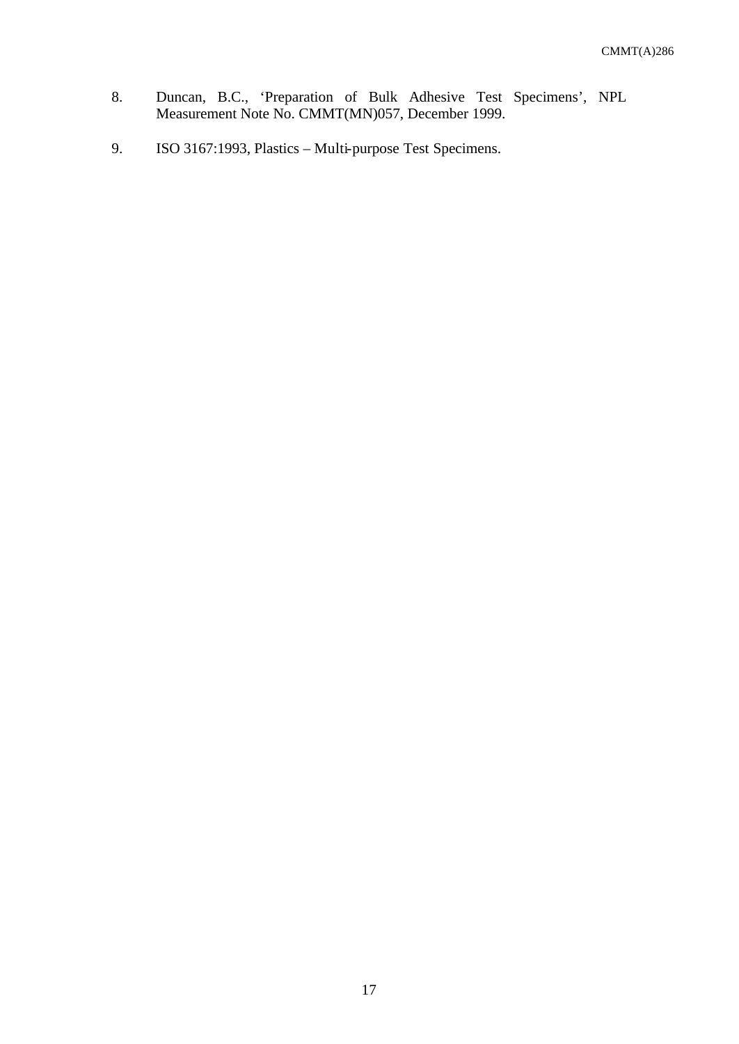8. Duncan, B.C., 'Preparation of Bulk Adhesive Test Specimens', NPL Measurement Note No. CMMT(MN)057, December 1999.

9. ISO 3167:1993, Plastics – Multi-purpose Test Specimens.